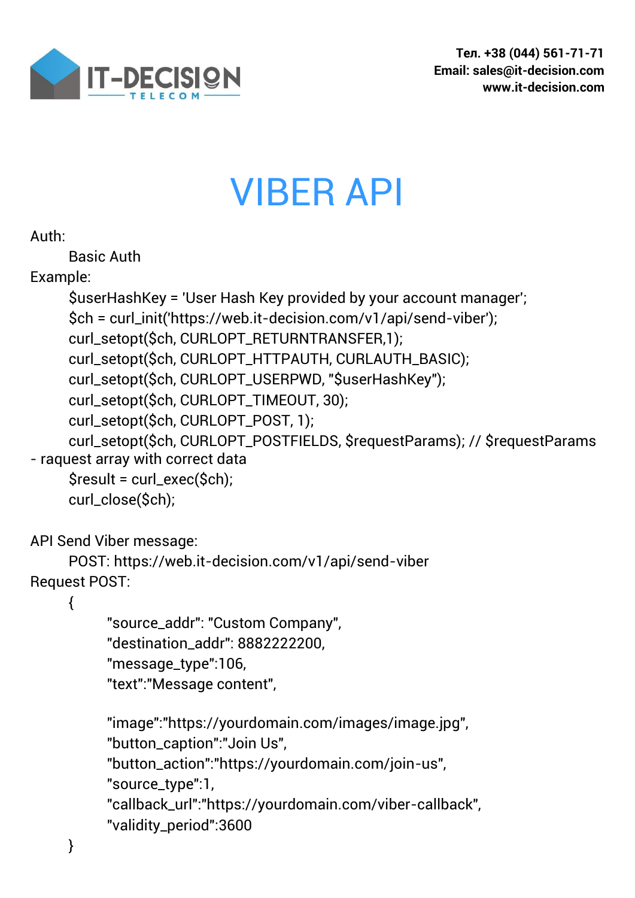IT-DECISION TELECOM

Тел. +38 (044) 561-71-71
Email: sales@it-decision.com
www.it-decision.com

# VIBER API

Auth:

Basic Auth

Example:

```
$userHashKey = 'User Hash Key provided by your account manager';
$ch = curl_init('https://web.it-decision.com/v1/api/send-viber');
curl_setopt($ch, CURLOPT_RETURNTRANSFER,1);
curl_setopt($ch, CURLOPT_HTTPAUTH, CURLAUTH_BASIC);
curl_setopt($ch, CURLOPT_USERPWD, "$userHashKey");
curl_setopt($ch, CURLOPT_TIMEOUT, 30);
curl_setopt($ch, CURLOPT_POST, 1);
curl_setopt($ch, CURLOPT_POSTFIELDS, $requestParams); // $requestParams - raquest array with correct data
$result = curl_exec($ch);
curl_close($ch);
```

API Send Viber message:

POST: https://web.it-decision.com/v1/api/send-viber

Request POST:

```
{
    "source_addr": "Custom Company",
    "destination_addr": 8882222200,
    "message_type":106,
    "text":"Message content",

    "image":"https://yourdomain.com/images/image.jpg",
    "button_caption":"Join Us",
    "button_action":"https://yourdomain.com/join-us",
    "source_type":1,
    "callback_url":"https://yourdomain.com/viber-callback",
    "validity_period":3600
}
```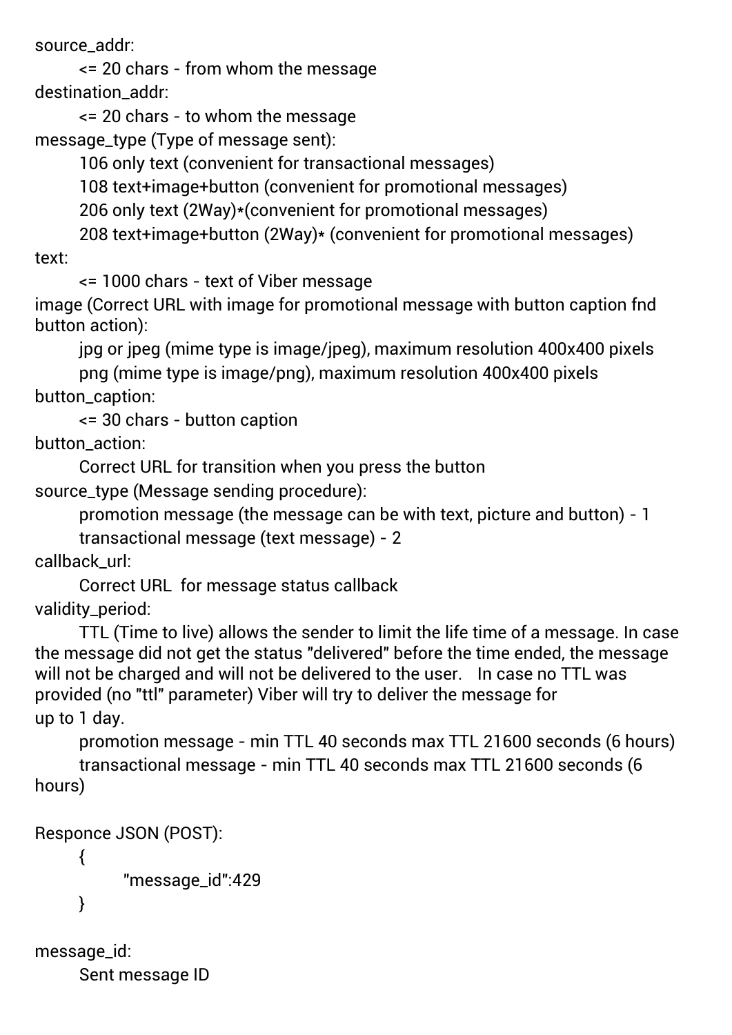source_addr:

&lt;= 20 chars - from whom the message

destination_addr:

&lt;= 20 chars - to whom the message

message_type (Type of message sent):

106 only text (convenient for transactional messages)

108 text+image+button (convenient for promotional messages)

206 only text (2Way)*(convenient for promotional messages)

208 text+image+button (2Way)* (convenient for promotional messages)

text:

&lt;= 1000 chars - text of Viber message

image (Correct URL with image for promotional message with button caption fnd button action):

jpg or jpeg (mime type is image/jpeg), maximum resolution 400x400 pixels

png (mime type is image/png), maximum resolution 400x400 pixels

button_caption:

&lt;= 30 chars - button caption

button_action:

Correct URL for transition when you press the button

source_type (Message sending procedure):

promotion message (the message can be with text, picture and button) - 1

transactional message (text message) - 2

callback_url:

Correct URL for message status callback

validity_period:

TTL (Time to live) allows the sender to limit the life time of a message. In case the message did not get the status "delivered" before the time ended, the message will not be charged and will not be delivered to the user. In case no TTL was provided (no "ttl" parameter) Viber will try to deliver the message for up to 1 day.

promotion message - min TTL 40 seconds max TTL 21600 seconds (6 hours)

transactional message - min TTL 40 seconds max TTL 21600 seconds (6 hours)

Responce JSON (POST):

```
{
    "message_id":429
}
```

message_id:

Sent message ID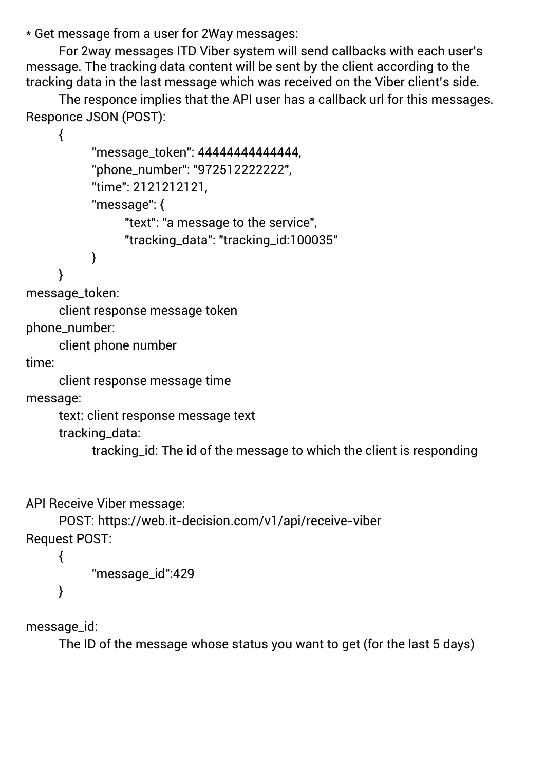* Get message from a user for 2Way messages:

For 2way messages ITD Viber system will send callbacks with each user's message. The tracking data content will be sent by the client according to the tracking data in the last message which was received on the Viber client's side.

The responce implies that the API user has a callback url for this messages.

Responce JSON (POST):

```
{
    "message_token": 44444444444444,
    "phone_number": "972512222222",
    "time": 2121212121,
    "message": {
        "text": "a message to the service",
        "tracking_data": "tracking_id:100035"
    }
}
```

message_token:
    client response message token

phone_number:
    client phone number

time:
    client response message time

message:
    text: client response message text
    tracking_data:
        tracking_id: The id of the message to which the client is responding

API Receive Viber message:
    POST: https://web.it-decision.com/v1/api/receive-viber

Request POST:

```
{
    "message_id":429
}
```

message_id:
    The ID of the message whose status you want to get (for the last 5 days)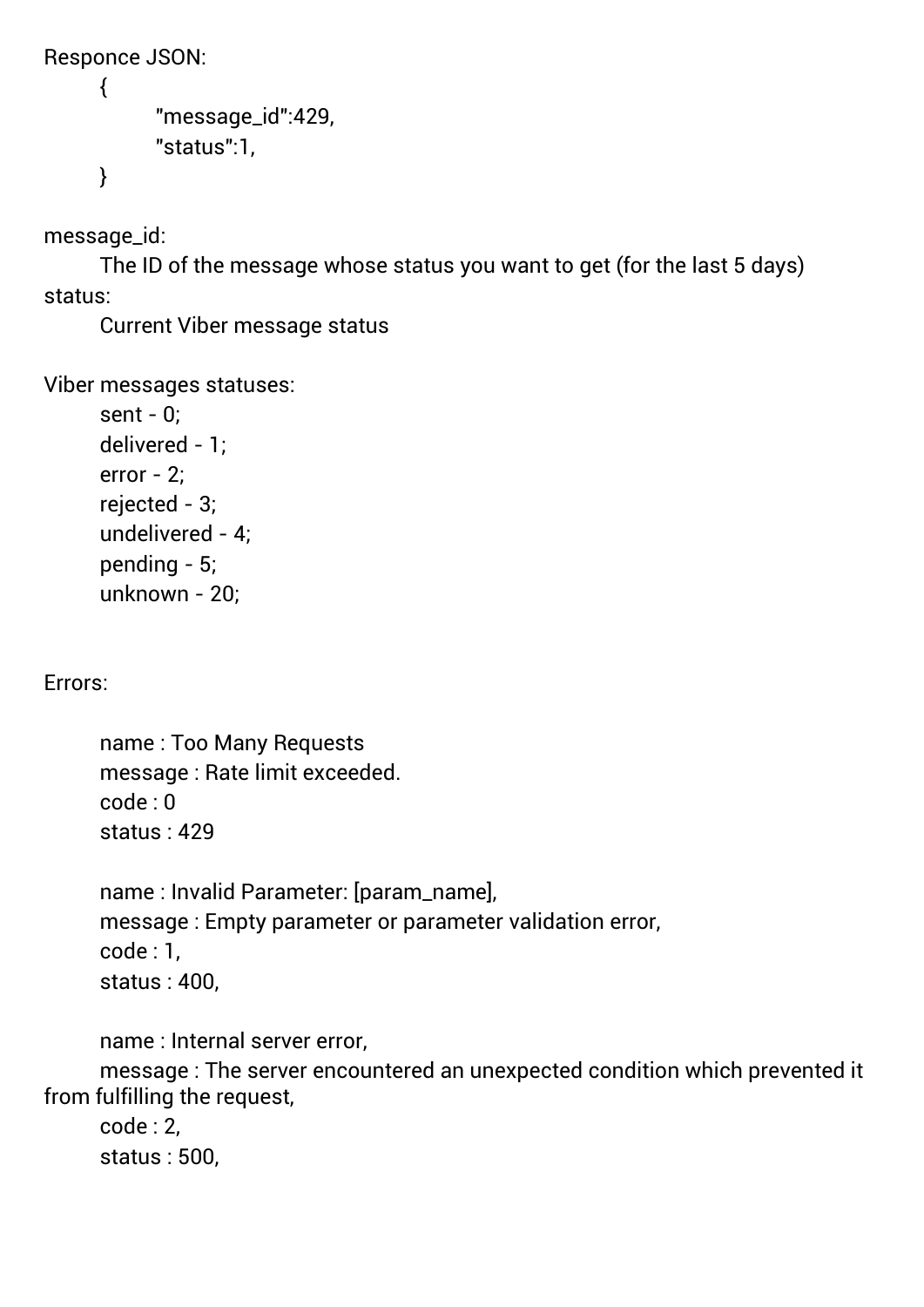Responce JSON:

```
{
        "message_id":429,
        "status":1,
}
```

message_id:

The ID of the message whose status you want to get (for the last 5 days)

status:

Current Viber message status

Viber messages statuses:

- sent - 0;
- delivered - 1;
- error - 2;
- rejected - 3;
- undelivered - 4;
- pending - 5;
- unknown - 20;

Errors:

name : Too Many Requests
message : Rate limit exceeded.
code : 0
status : 429

name : Invalid Parameter: [param_name],
message : Empty parameter or parameter validation error,
code : 1,
status : 400,

name : Internal server error,
message : The server encountered an unexpected condition which prevented it from fulfilling the request,
code : 2,
status : 500,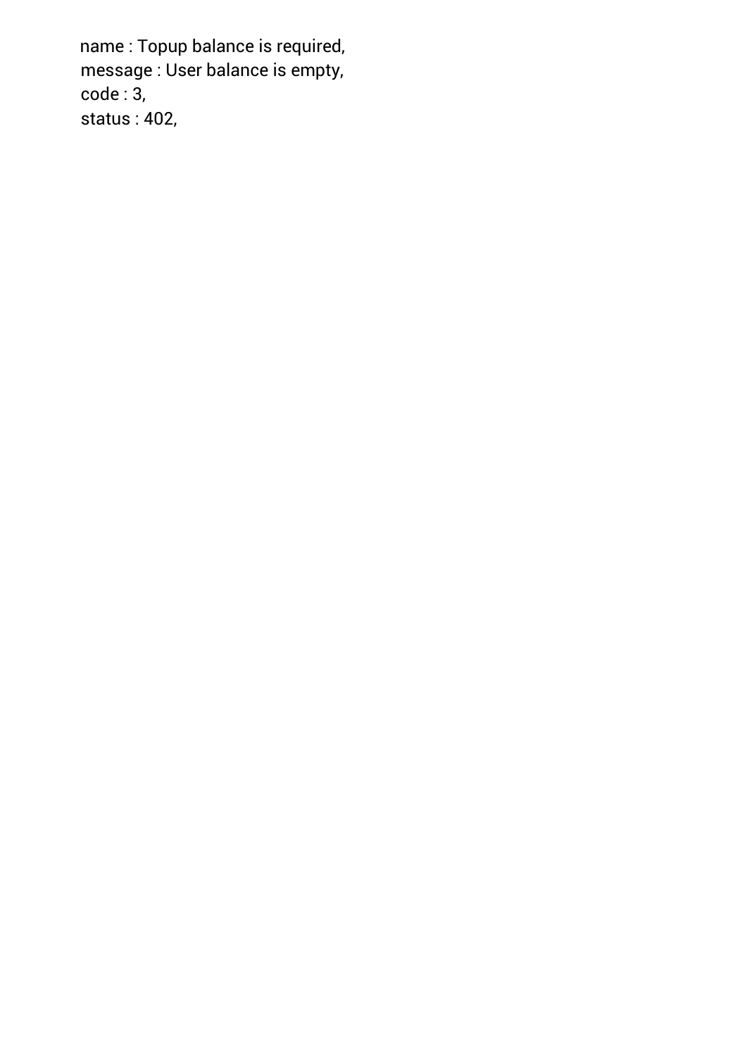name : Topup balance is required,
message : User balance is empty,
code : 3,
status : 402,